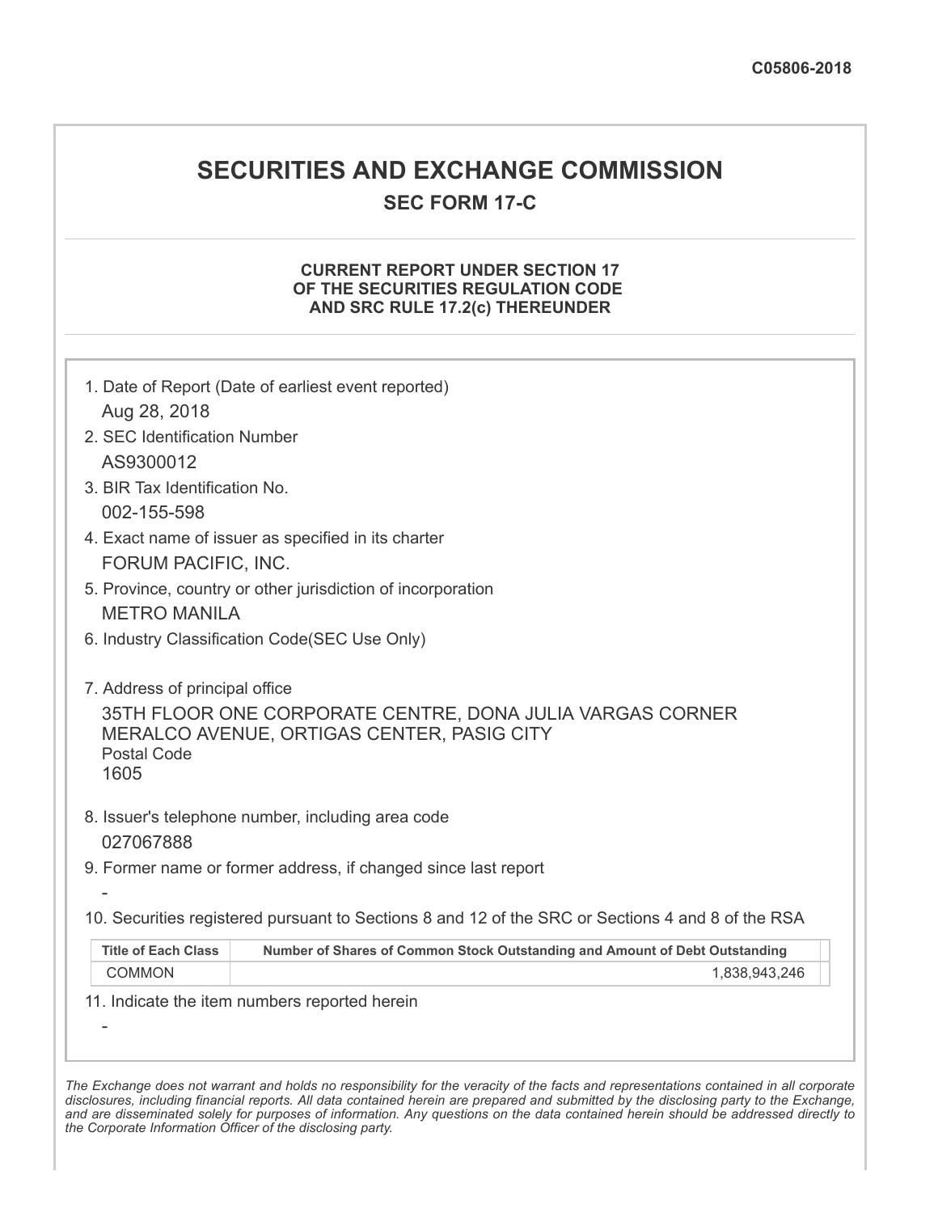C05806-2018

# SECURITIES AND EXCHANGE COMMISSION

## SEC FORM 17-C

### CURRENT REPORT UNDER SECTION 17 OF THE SECURITIES REGULATION CODE AND SRC RULE 17.2(c) THEREUNDER

1. Date of Report (Date of earliest event reported)
   Aug 28, 2018
2. SEC Identification Number
   AS9300012
3. BIR Tax Identification No.
   002-155-598
4. Exact name of issuer as specified in its charter
   FORUM PACIFIC, INC.
5. Province, country or other jurisdiction of incorporation
   METRO MANILA
6. Industry Classification Code(SEC Use Only)

7. Address of principal office
   35TH FLOOR ONE CORPORATE CENTRE, DONA JULIA VARGAS CORNER MERALCO AVENUE, ORTIGAS CENTER, PASIG CITY
   Postal Code
   1605
8. Issuer's telephone number, including area code
   027067888
9. Former name or former address, if changed since last report
   -
10. Securities registered pursuant to Sections 8 and 12 of the SRC or Sections 4 and 8 of the RSA

| Title of Each Class | Number of Shares of Common Stock Outstanding and Amount of Debt Outstanding |
|---|---|
| COMMON | 1,838,943,246 |

11. Indicate the item numbers reported herein
   -

*The Exchange does not warrant and holds no responsibility for the veracity of the facts and representations contained in all corporate disclosures, including financial reports. All data contained herein are prepared and submitted by the disclosing party to the Exchange, and are disseminated solely for purposes of information. Any questions on the data contained herein should be addressed directly to the Corporate Information Officer of the disclosing party.*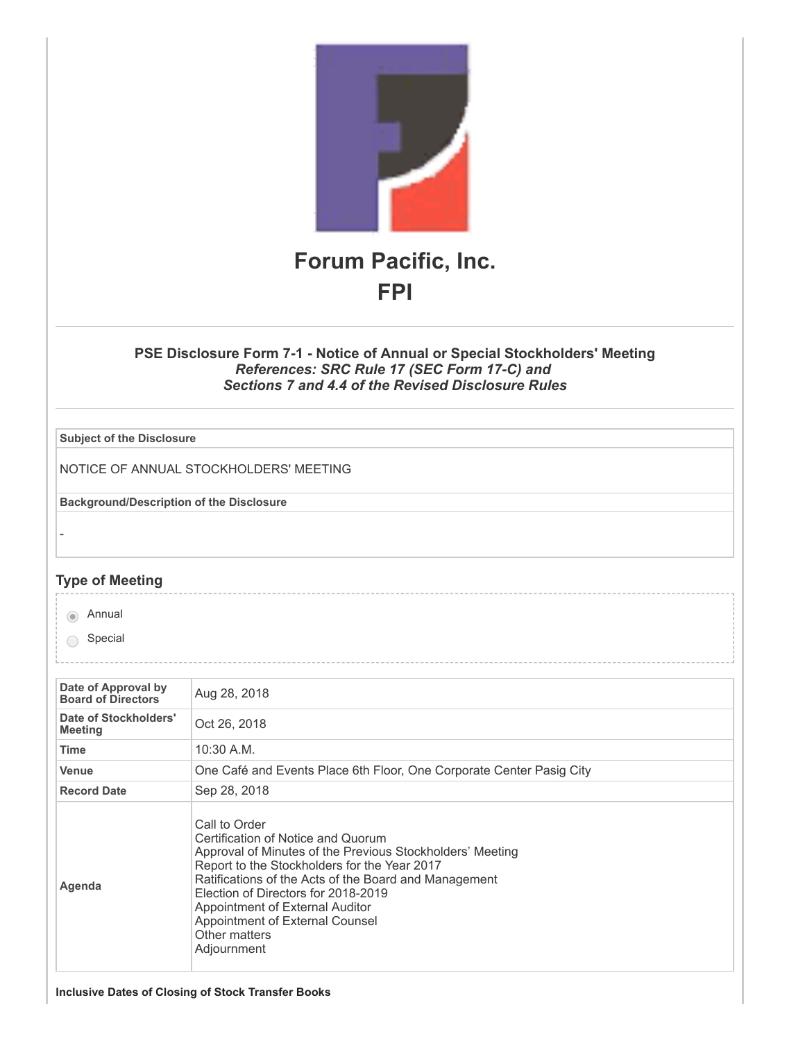# Forum Pacific, Inc.
# FPI

### PSE Disclosure Form 7-1 - Notice of Annual or Special Stockholders' Meeting
***References: SRC Rule 17 (SEC Form 17-C) and***
***Sections 7 and 4.4 of the Revised Disclosure Rules***

| **Subject of the Disclosure** |
|---|
| NOTICE OF ANNUAL STOCKHOLDERS' MEETING |
| **Background/Description of the Disclosure** |
| - |

## Type of Meeting

- (●) Annual
- ( ) Special

| | |
|---|---|
| **Date of Approval by Board of Directors** | Aug 28, 2018 |
| **Date of Stockholders' Meeting** | Oct 26, 2018 |
| **Time** | 10:30 A.M. |
| **Venue** | One Café and Events Place 6th Floor, One Corporate Center Pasig City |
| **Record Date** | Sep 28, 2018 |
| **Agenda** | Call to Order<br>Certification of Notice and Quorum<br>Approval of Minutes of the Previous Stockholders' Meeting<br>Report to the Stockholders for the Year 2017<br>Ratifications of the Acts of the Board and Management<br>Election of Directors for 2018-2019<br>Appointment of External Auditor<br>Appointment of External Counsel<br>Other matters<br>Adjournment |

**Inclusive Dates of Closing of Stock Transfer Books**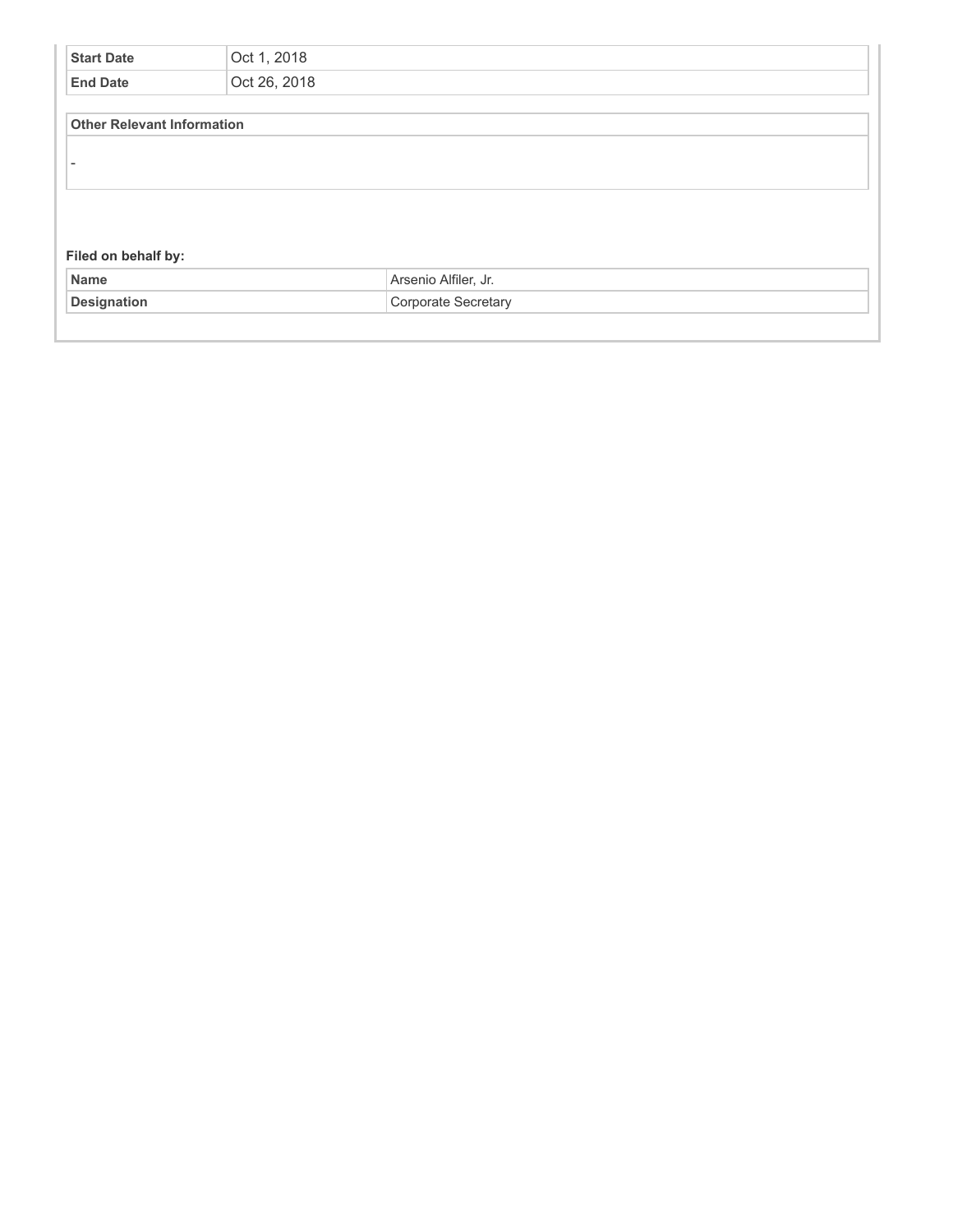| | |
|---|---|
| **Start Date** | Oct 1, 2018 |
| **End Date** | Oct 26, 2018 |

| **Other Relevant Information** |
|---|
| - |

**Filed on behalf by:**

| | |
|---|---|
| **Name** | Arsenio Alfiler, Jr. |
| **Designation** | Corporate Secretary |